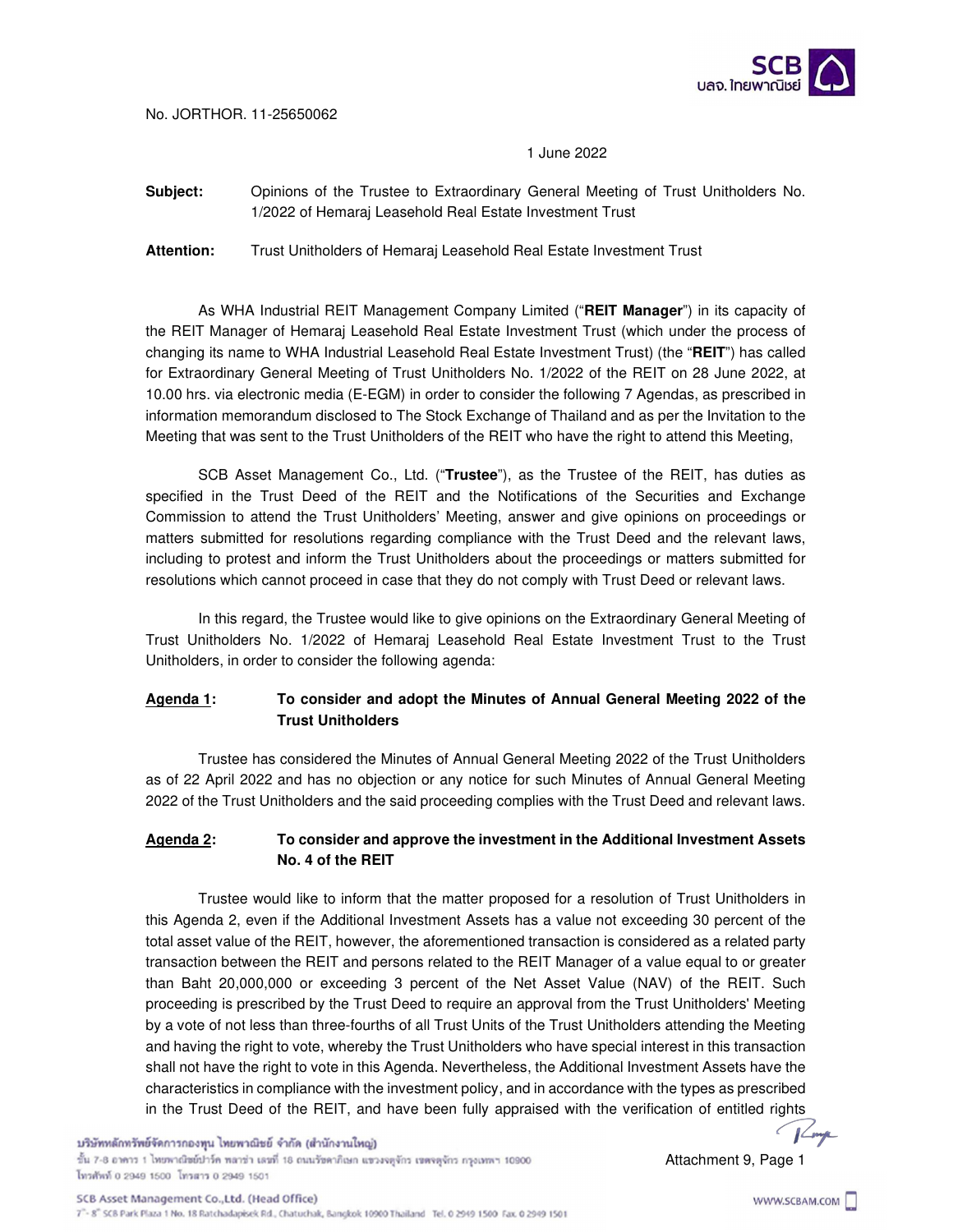No. JORTHOR. 11-25650062

1 June 2022

**Subject:** Opinions of the Trustee to Extraordinary General Meeting of Trust Unitholders No. 1/2022 of Hemaraj Leasehold Real Estate Investment Trust

**Attention:** Trust Unitholders of Hemaraj Leasehold Real Estate Investment Trust

As WHA Industrial REIT Management Company Limited ("**REIT Manager**") in its capacity of the REIT Manager of Hemaraj Leasehold Real Estate Investment Trust (which under the process of changing its name to WHA Industrial Leasehold Real Estate Investment Trust) (the "**REIT**") has called for Extraordinary General Meeting of Trust Unitholders No. 1/2022 of the REIT on 28 June 2022, at 10.00 hrs. via electronic media (E-EGM) in order to consider the following 7 Agendas, as prescribed in information memorandum disclosed to The Stock Exchange of Thailand and as per the Invitation to the Meeting that was sent to the Trust Unitholders of the REIT who have the right to attend this Meeting,

SCB Asset Management Co., Ltd. ("**Trustee**"), as the Trustee of the REIT, has duties as specified in the Trust Deed of the REIT and the Notifications of the Securities and Exchange Commission to attend the Trust Unitholders' Meeting, answer and give opinions on proceedings or matters submitted for resolutions regarding compliance with the Trust Deed and the relevant laws, including to protest and inform the Trust Unitholders about the proceedings or matters submitted for resolutions which cannot proceed in case that they do not comply with Trust Deed or relevant laws.

In this regard, the Trustee would like to give opinions on the Extraordinary General Meeting of Trust Unitholders No. 1/2022 of Hemaraj Leasehold Real Estate Investment Trust to the Trust Unitholders, in order to consider the following agenda:

**Agenda 1: To consider and adopt the Minutes of Annual General Meeting 2022 of the Trust Unitholders**

Trustee has considered the Minutes of Annual General Meeting 2022 of the Trust Unitholders as of 22 April 2022 and has no objection or any notice for such Minutes of Annual General Meeting 2022 of the Trust Unitholders and the said proceeding complies with the Trust Deed and relevant laws.

**Agenda 2: To consider and approve the investment in the Additional Investment Assets No. 4 of the REIT**

Trustee would like to inform that the matter proposed for a resolution of Trust Unitholders in this Agenda 2, even if the Additional Investment Assets has a value not exceeding 30 percent of the total asset value of the REIT, however, the aforementioned transaction is considered as a related party transaction between the REIT and persons related to the REIT Manager of a value equal to or greater than Baht 20,000,000 or exceeding 3 percent of the Net Asset Value (NAV) of the REIT. Such proceeding is prescribed by the Trust Deed to require an approval from the Trust Unitholders' Meeting by a vote of not less than three-fourths of all Trust Units of the Trust Unitholders attending the Meeting and having the right to vote, whereby the Trust Unitholders who have special interest in this transaction shall not have the right to vote in this Agenda. Nevertheless, the Additional Investment Assets have the characteristics in compliance with the investment policy, and in accordance with the types as prescribed in the Trust Deed of the REIT, and have been fully appraised with the verification of entitled rights

Attachment 9, Page 1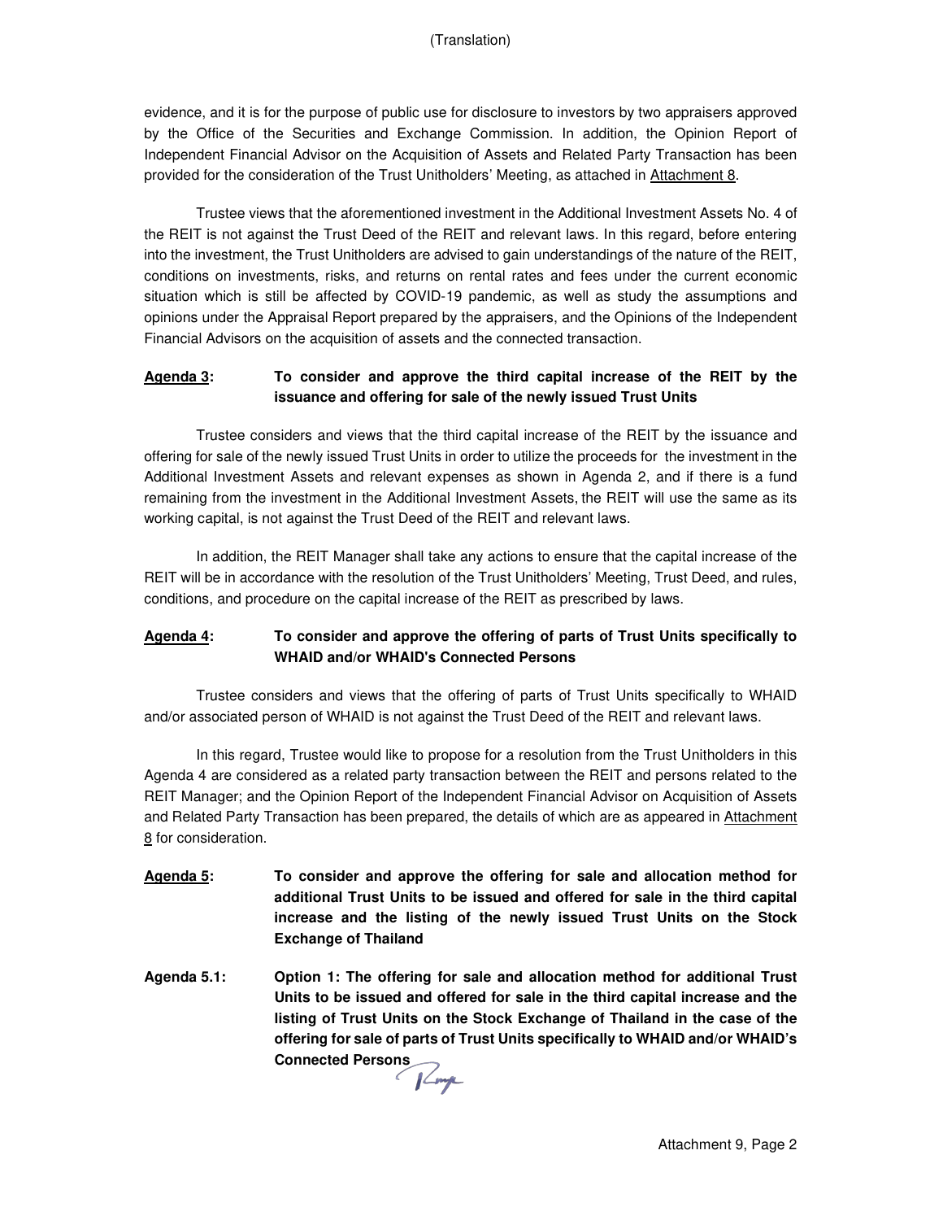evidence, and it is for the purpose of public use for disclosure to investors by two appraisers approved by the Office of the Securities and Exchange Commission. In addition, the Opinion Report of Independent Financial Advisor on the Acquisition of Assets and Related Party Transaction has been provided for the consideration of the Trust Unitholders' Meeting, as attached in Attachment 8.

Trustee views that the aforementioned investment in the Additional Investment Assets No. 4 of the REIT is not against the Trust Deed of the REIT and relevant laws. In this regard, before entering into the investment, the Trust Unitholders are advised to gain understandings of the nature of the REIT, conditions on investments, risks, and returns on rental rates and fees under the current economic situation which is still be affected by COVID-19 pandemic, as well as study the assumptions and opinions under the Appraisal Report prepared by the appraisers, and the Opinions of the Independent Financial Advisors on the acquisition of assets and the connected transaction.

**Agenda 3: To consider and approve the third capital increase of the REIT by the issuance and offering for sale of the newly issued Trust Units**

Trustee considers and views that the third capital increase of the REIT by the issuance and offering for sale of the newly issued Trust Units in order to utilize the proceeds for the investment in the Additional Investment Assets and relevant expenses as shown in Agenda 2, and if there is a fund remaining from the investment in the Additional Investment Assets, the REIT will use the same as its working capital, is not against the Trust Deed of the REIT and relevant laws.

In addition, the REIT Manager shall take any actions to ensure that the capital increase of the REIT will be in accordance with the resolution of the Trust Unitholders' Meeting, Trust Deed, and rules, conditions, and procedure on the capital increase of the REIT as prescribed by laws.

**Agenda 4: To consider and approve the offering of parts of Trust Units specifically to WHAID and/or WHAID's Connected Persons**

Trustee considers and views that the offering of parts of Trust Units specifically to WHAID and/or associated person of WHAID is not against the Trust Deed of the REIT and relevant laws.

In this regard, Trustee would like to propose for a resolution from the Trust Unitholders in this Agenda 4 are considered as a related party transaction between the REIT and persons related to the REIT Manager; and the Opinion Report of the Independent Financial Advisor on Acquisition of Assets and Related Party Transaction has been prepared, the details of which are as appeared in Attachment 8 for consideration.

**Agenda 5: To consider and approve the offering for sale and allocation method for additional Trust Units to be issued and offered for sale in the third capital increase and the listing of the newly issued Trust Units on the Stock Exchange of Thailand**

**Agenda 5.1: Option 1: The offering for sale and allocation method for additional Trust Units to be issued and offered for sale in the third capital increase and the listing of Trust Units on the Stock Exchange of Thailand in the case of the offering for sale of parts of Trust Units specifically to WHAID and/or WHAID's Connected Persons**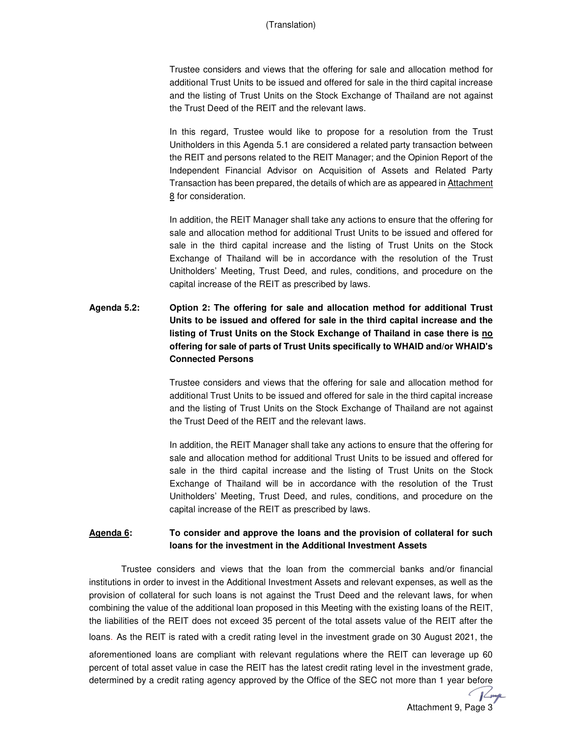Trustee considers and views that the offering for sale and allocation method for additional Trust Units to be issued and offered for sale in the third capital increase and the listing of Trust Units on the Stock Exchange of Thailand are not against the Trust Deed of the REIT and the relevant laws.

In this regard, Trustee would like to propose for a resolution from the Trust Unitholders in this Agenda 5.1 are considered a related party transaction between the REIT and persons related to the REIT Manager; and the Opinion Report of the Independent Financial Advisor on Acquisition of Assets and Related Party Transaction has been prepared, the details of which are as appeared in Attachment 8 for consideration.

In addition, the REIT Manager shall take any actions to ensure that the offering for sale and allocation method for additional Trust Units to be issued and offered for sale in the third capital increase and the listing of Trust Units on the Stock Exchange of Thailand will be in accordance with the resolution of the Trust Unitholders' Meeting, Trust Deed, and rules, conditions, and procedure on the capital increase of the REIT as prescribed by laws.

**Agenda 5.2: Option 2: The offering for sale and allocation method for additional Trust Units to be issued and offered for sale in the third capital increase and the listing of Trust Units on the Stock Exchange of Thailand in case there is no offering for sale of parts of Trust Units specifically to WHAID and/or WHAID's Connected Persons**

Trustee considers and views that the offering for sale and allocation method for additional Trust Units to be issued and offered for sale in the third capital increase and the listing of Trust Units on the Stock Exchange of Thailand are not against the Trust Deed of the REIT and the relevant laws.

In addition, the REIT Manager shall take any actions to ensure that the offering for sale and allocation method for additional Trust Units to be issued and offered for sale in the third capital increase and the listing of Trust Units on the Stock Exchange of Thailand will be in accordance with the resolution of the Trust Unitholders' Meeting, Trust Deed, and rules, conditions, and procedure on the capital increase of the REIT as prescribed by laws.

**Agenda 6: To consider and approve the loans and the provision of collateral for such loans for the investment in the Additional Investment Assets**

Trustee considers and views that the loan from the commercial banks and/or financial institutions in order to invest in the Additional Investment Assets and relevant expenses, as well as the provision of collateral for such loans is not against the Trust Deed and the relevant laws, for when combining the value of the additional loan proposed in this Meeting with the existing loans of the REIT, the liabilities of the REIT does not exceed 35 percent of the total assets value of the REIT after the loans. As the REIT is rated with a credit rating level in the investment grade on 30 August 2021, the aforementioned loans are compliant with relevant regulations where the REIT can leverage up 60 percent of total asset value in case the REIT has the latest credit rating level in the investment grade, determined by a credit rating agency approved by the Office of the SEC not more than 1 year before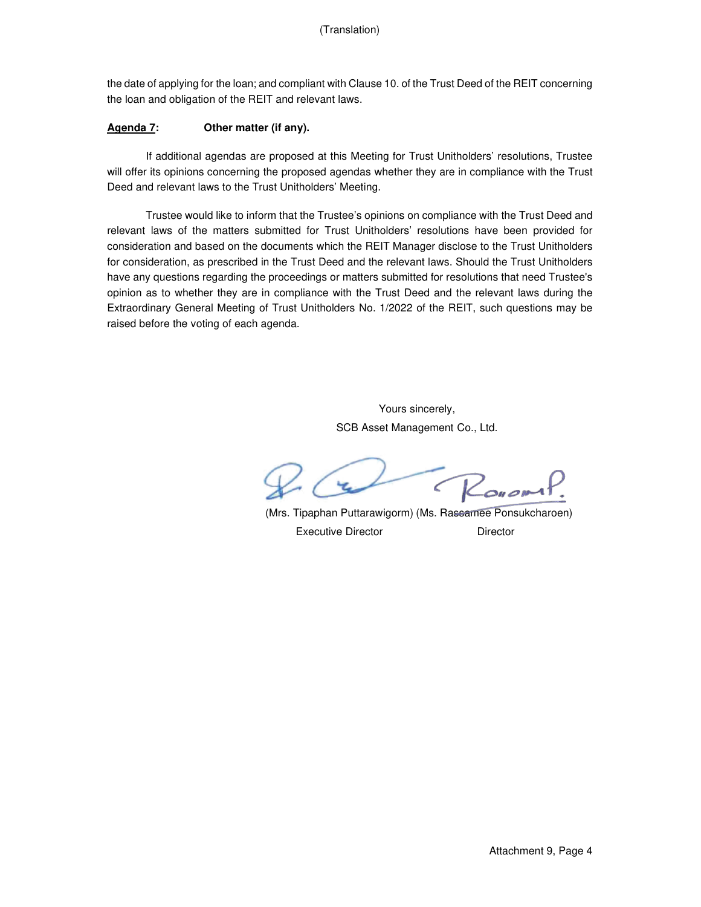the date of applying for the loan; and compliant with Clause 10. of the Trust Deed of the REIT concerning the loan and obligation of the REIT and relevant laws.

**Agenda 7: Other matter (if any).**

If additional agendas are proposed at this Meeting for Trust Unitholders' resolutions, Trustee will offer its opinions concerning the proposed agendas whether they are in compliance with the Trust Deed and relevant laws to the Trust Unitholders' Meeting.

Trustee would like to inform that the Trustee's opinions on compliance with the Trust Deed and relevant laws of the matters submitted for Trust Unitholders' resolutions have been provided for consideration and based on the documents which the REIT Manager disclose to the Trust Unitholders for consideration, as prescribed in the Trust Deed and the relevant laws. Should the Trust Unitholders have any questions regarding the proceedings or matters submitted for resolutions that need Trustee's opinion as to whether they are in compliance with the Trust Deed and the relevant laws during the Extraordinary General Meeting of Trust Unitholders No. 1/2022 of the REIT, such questions may be raised before the voting of each agenda.

Yours sincerely,

SCB Asset Management Co., Ltd.

(Mrs. Tipaphan Puttarawigorm) (Ms. Rassamee Ponsukcharoen)

Executive Director Director